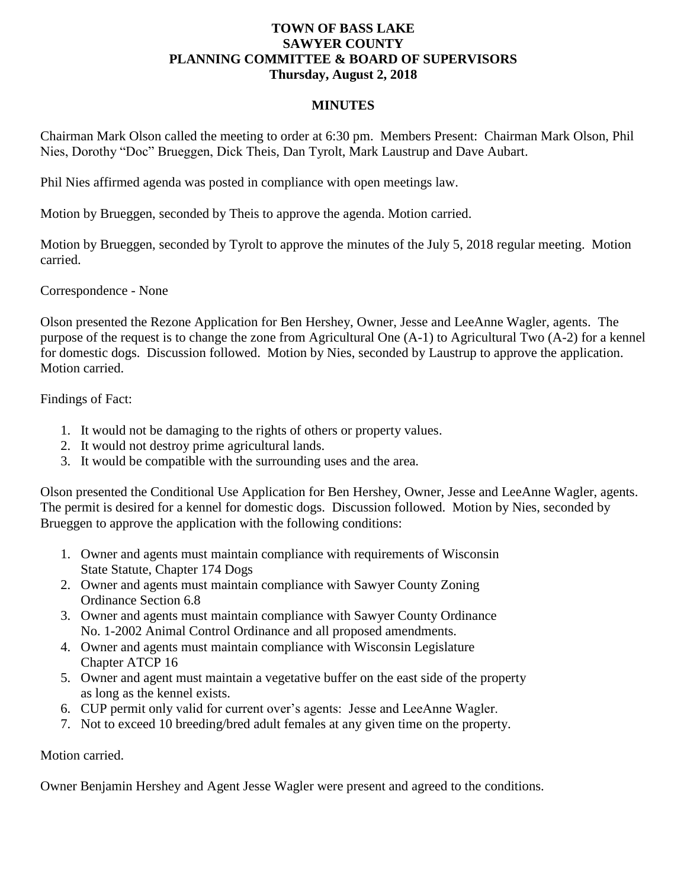# TOWN OF BASS LAKE
## SAWYER COUNTY
## PLANNING COMMITTEE & BOARD OF SUPERVISORS
### Thursday, August 2, 2018

### MINUTES

Chairman Mark Olson called the meeting to order at 6:30 pm. Members Present: Chairman Mark Olson, Phil Nies, Dorothy "Doc" Brueggen, Dick Theis, Dan Tyrolt, Mark Laustrup and Dave Aubart.

Phil Nies affirmed agenda was posted in compliance with open meetings law.

Motion by Brueggen, seconded by Theis to approve the agenda. Motion carried.

Motion by Brueggen, seconded by Tyrolt to approve the minutes of the July 5, 2018 regular meeting. Motion carried.

Correspondence - None

Olson presented the Rezone Application for Ben Hershey, Owner, Jesse and LeeAnne Wagler, agents. The purpose of the request is to change the zone from Agricultural One (A-1) to Agricultural Two (A-2) for a kennel for domestic dogs. Discussion followed. Motion by Nies, seconded by Laustrup to approve the application. Motion carried.

Findings of Fact:

1. It would not be damaging to the rights of others or property values.
2. It would not destroy prime agricultural lands.
3. It would be compatible with the surrounding uses and the area.

Olson presented the Conditional Use Application for Ben Hershey, Owner, Jesse and LeeAnne Wagler, agents. The permit is desired for a kennel for domestic dogs. Discussion followed. Motion by Nies, seconded by Brueggen to approve the application with the following conditions:

1. Owner and agents must maintain compliance with requirements of Wisconsin State Statute, Chapter 174 Dogs
2. Owner and agents must maintain compliance with Sawyer County Zoning Ordinance Section 6.8
3. Owner and agents must maintain compliance with Sawyer County Ordinance No. 1-2002 Animal Control Ordinance and all proposed amendments.
4. Owner and agents must maintain compliance with Wisconsin Legislature Chapter ATCP 16
5. Owner and agent must maintain a vegetative buffer on the east side of the property as long as the kennel exists.
6. CUP permit only valid for current over's agents: Jesse and LeeAnne Wagler.
7. Not to exceed 10 breeding/bred adult females at any given time on the property.

Motion carried.

Owner Benjamin Hershey and Agent Jesse Wagler were present and agreed to the conditions.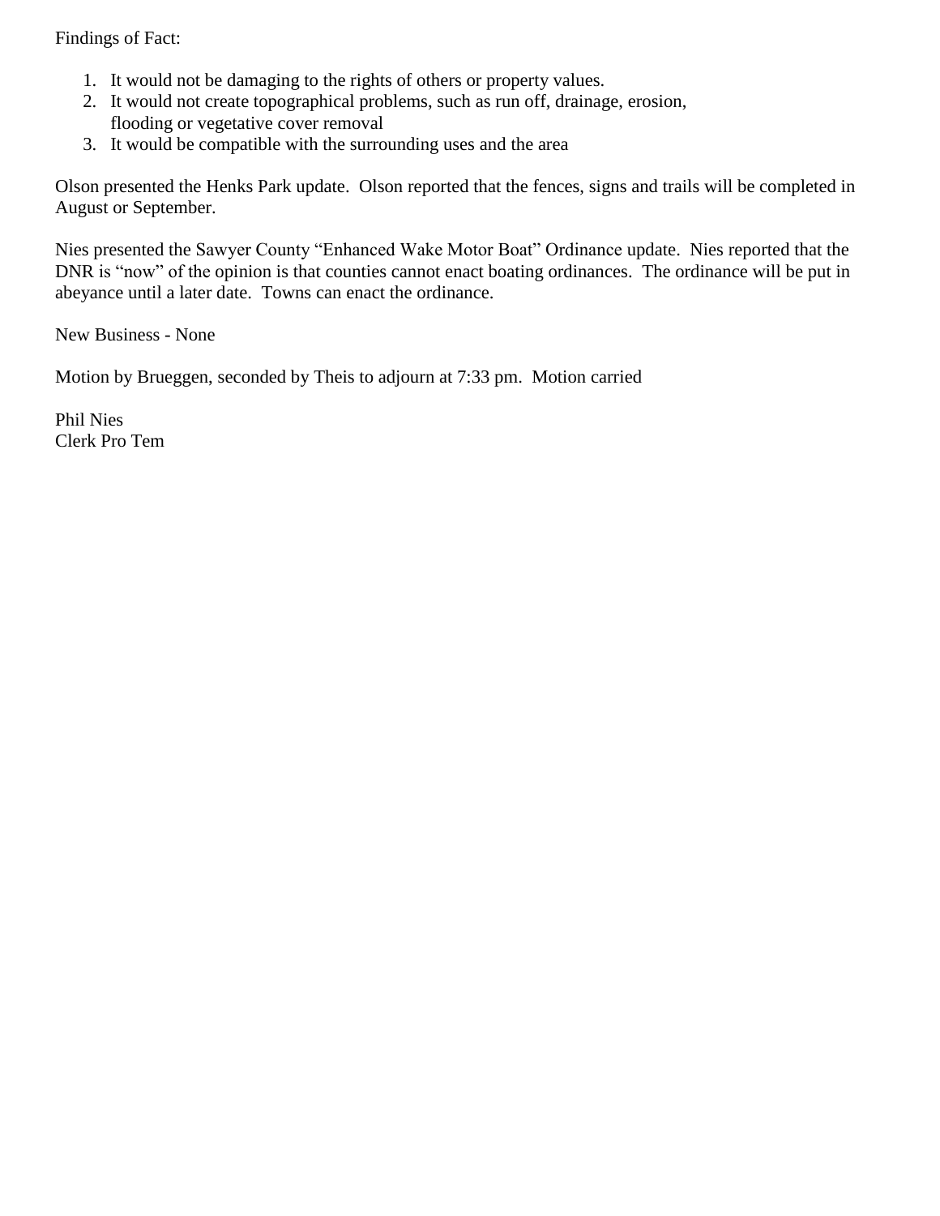Findings of Fact:

1. It would not be damaging to the rights of others or property values.
2. It would not create topographical problems, such as run off, drainage, erosion, flooding or vegetative cover removal
3. It would be compatible with the surrounding uses and the area

Olson presented the Henks Park update. Olson reported that the fences, signs and trails will be completed in August or September.

Nies presented the Sawyer County "Enhanced Wake Motor Boat" Ordinance update. Nies reported that the DNR is "now" of the opinion is that counties cannot enact boating ordinances. The ordinance will be put in abeyance until a later date. Towns can enact the ordinance.

New Business - None

Motion by Brueggen, seconded by Theis to adjourn at 7:33 pm. Motion carried

Phil Nies
Clerk Pro Tem